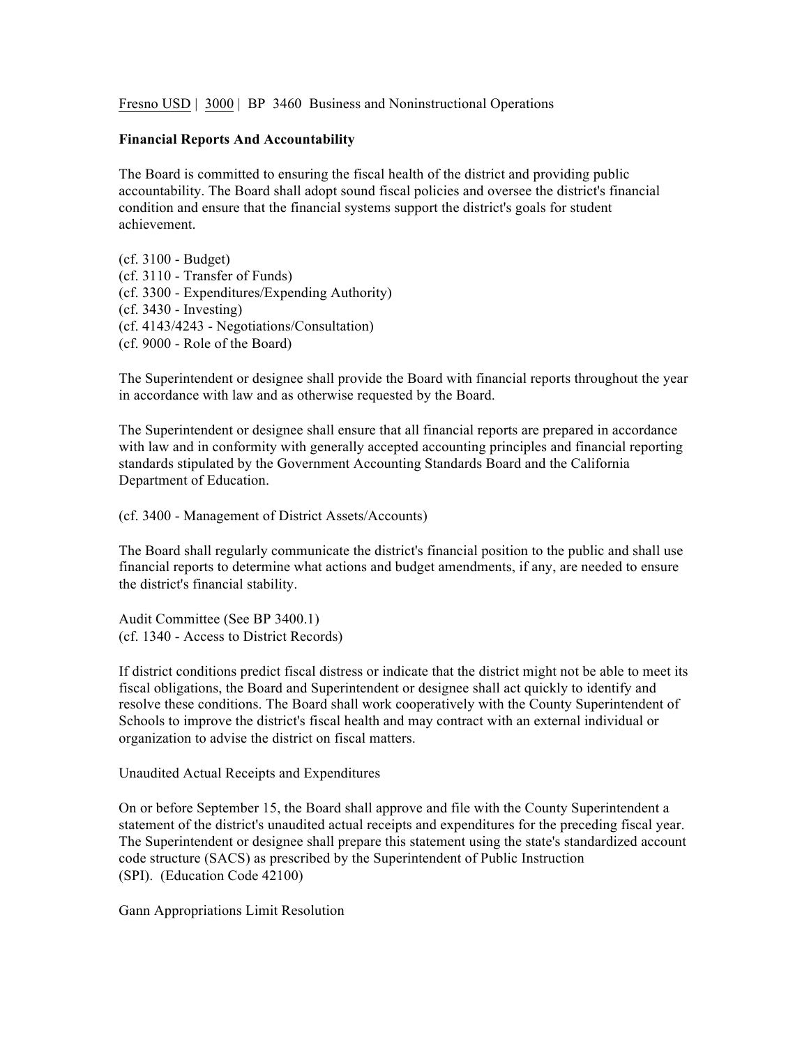Fresno USD | 3000 | BP 3460 Business and Noninstructional Operations

**Financial Reports And Accountability**

The Board is committed to ensuring the fiscal health of the district and providing public accountability. The Board shall adopt sound fiscal policies and oversee the district's financial condition and ensure that the financial systems support the district's goals for student achievement.

(cf. 3100 - Budget)
(cf. 3110 - Transfer of Funds)
(cf. 3300 - Expenditures/Expending Authority)
(cf. 3430 - Investing)
(cf. 4143/4243 - Negotiations/Consultation)
(cf. 9000 - Role of the Board)

The Superintendent or designee shall provide the Board with financial reports throughout the year in accordance with law and as otherwise requested by the Board.

The Superintendent or designee shall ensure that all financial reports are prepared in accordance with law and in conformity with generally accepted accounting principles and financial reporting standards stipulated by the Government Accounting Standards Board and the California Department of Education.

(cf. 3400 - Management of District Assets/Accounts)

The Board shall regularly communicate the district's financial position to the public and shall use financial reports to determine what actions and budget amendments, if any, are needed to ensure the district's financial stability.

Audit Committee (See BP 3400.1)
(cf. 1340 - Access to District Records)

If district conditions predict fiscal distress or indicate that the district might not be able to meet its fiscal obligations, the Board and Superintendent or designee shall act quickly to identify and resolve these conditions. The Board shall work cooperatively with the County Superintendent of Schools to improve the district's fiscal health and may contract with an external individual or organization to advise the district on fiscal matters.

Unaudited Actual Receipts and Expenditures

On or before September 15, the Board shall approve and file with the County Superintendent a statement of the district's unaudited actual receipts and expenditures for the preceding fiscal year. The Superintendent or designee shall prepare this statement using the state's standardized account code structure (SACS) as prescribed by the Superintendent of Public Instruction (SPI). (Education Code 42100)

Gann Appropriations Limit Resolution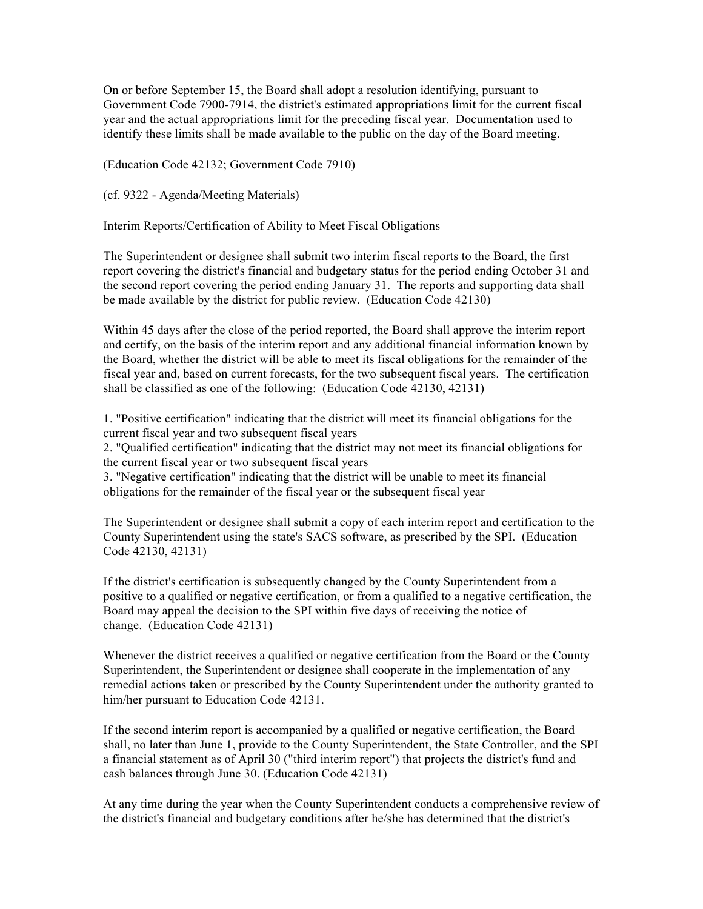On or before September 15, the Board shall adopt a resolution identifying, pursuant to Government Code 7900-7914, the district's estimated appropriations limit for the current fiscal year and the actual appropriations limit for the preceding fiscal year. Documentation used to identify these limits shall be made available to the public on the day of the Board meeting.

(Education Code 42132; Government Code 7910)

(cf. 9322 - Agenda/Meeting Materials)

Interim Reports/Certification of Ability to Meet Fiscal Obligations

The Superintendent or designee shall submit two interim fiscal reports to the Board, the first report covering the district's financial and budgetary status for the period ending October 31 and the second report covering the period ending January 31. The reports and supporting data shall be made available by the district for public review. (Education Code 42130)

Within 45 days after the close of the period reported, the Board shall approve the interim report and certify, on the basis of the interim report and any additional financial information known by the Board, whether the district will be able to meet its fiscal obligations for the remainder of the fiscal year and, based on current forecasts, for the two subsequent fiscal years. The certification shall be classified as one of the following: (Education Code 42130, 42131)

1. "Positive certification" indicating that the district will meet its financial obligations for the current fiscal year and two subsequent fiscal years
2. "Qualified certification" indicating that the district may not meet its financial obligations for the current fiscal year or two subsequent fiscal years
3. "Negative certification" indicating that the district will be unable to meet its financial obligations for the remainder of the fiscal year or the subsequent fiscal year

The Superintendent or designee shall submit a copy of each interim report and certification to the County Superintendent using the state's SACS software, as prescribed by the SPI. (Education Code 42130, 42131)

If the district's certification is subsequently changed by the County Superintendent from a positive to a qualified or negative certification, or from a qualified to a negative certification, the Board may appeal the decision to the SPI within five days of receiving the notice of change. (Education Code 42131)

Whenever the district receives a qualified or negative certification from the Board or the County Superintendent, the Superintendent or designee shall cooperate in the implementation of any remedial actions taken or prescribed by the County Superintendent under the authority granted to him/her pursuant to Education Code 42131.

If the second interim report is accompanied by a qualified or negative certification, the Board shall, no later than June 1, provide to the County Superintendent, the State Controller, and the SPI a financial statement as of April 30 ("third interim report") that projects the district's fund and cash balances through June 30. (Education Code 42131)

At any time during the year when the County Superintendent conducts a comprehensive review of the district's financial and budgetary conditions after he/she has determined that the district's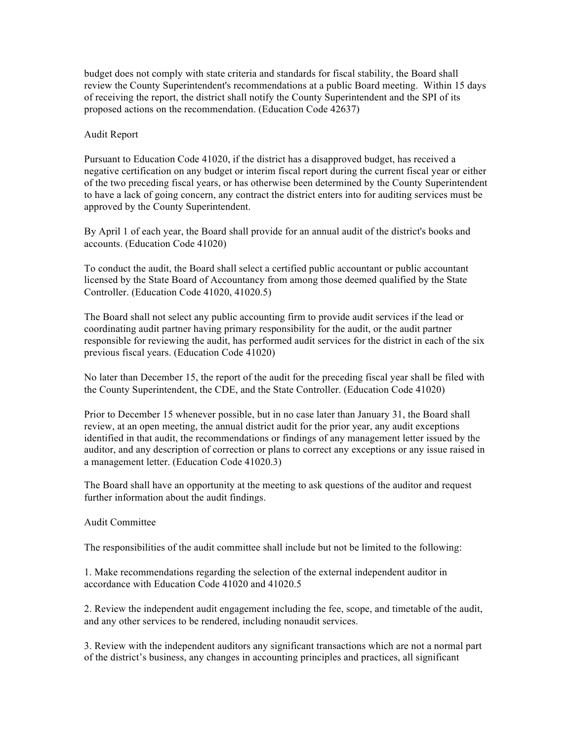budget does not comply with state criteria and standards for fiscal stability, the Board shall review the County Superintendent's recommendations at a public Board meeting. Within 15 days of receiving the report, the district shall notify the County Superintendent and the SPI of its proposed actions on the recommendation. (Education Code 42637)

## Audit Report

Pursuant to Education Code 41020, if the district has a disapproved budget, has received a negative certification on any budget or interim fiscal report during the current fiscal year or either of the two preceding fiscal years, or has otherwise been determined by the County Superintendent to have a lack of going concern, any contract the district enters into for auditing services must be approved by the County Superintendent.

By April 1 of each year, the Board shall provide for an annual audit of the district's books and accounts. (Education Code 41020)

To conduct the audit, the Board shall select a certified public accountant or public accountant licensed by the State Board of Accountancy from among those deemed qualified by the State Controller. (Education Code 41020, 41020.5)

The Board shall not select any public accounting firm to provide audit services if the lead or coordinating audit partner having primary responsibility for the audit, or the audit partner responsible for reviewing the audit, has performed audit services for the district in each of the six previous fiscal years. (Education Code 41020)

No later than December 15, the report of the audit for the preceding fiscal year shall be filed with the County Superintendent, the CDE, and the State Controller. (Education Code 41020)

Prior to December 15 whenever possible, but in no case later than January 31, the Board shall review, at an open meeting, the annual district audit for the prior year, any audit exceptions identified in that audit, the recommendations or findings of any management letter issued by the auditor, and any description of correction or plans to correct any exceptions or any issue raised in a management letter. (Education Code 41020.3)

The Board shall have an opportunity at the meeting to ask questions of the auditor and request further information about the audit findings.

## Audit Committee

The responsibilities of the audit committee shall include but not be limited to the following:

1. Make recommendations regarding the selection of the external independent auditor in accordance with Education Code 41020 and 41020.5

2. Review the independent audit engagement including the fee, scope, and timetable of the audit, and any other services to be rendered, including nonaudit services.

3. Review with the independent auditors any significant transactions which are not a normal part of the district's business, any changes in accounting principles and practices, all significant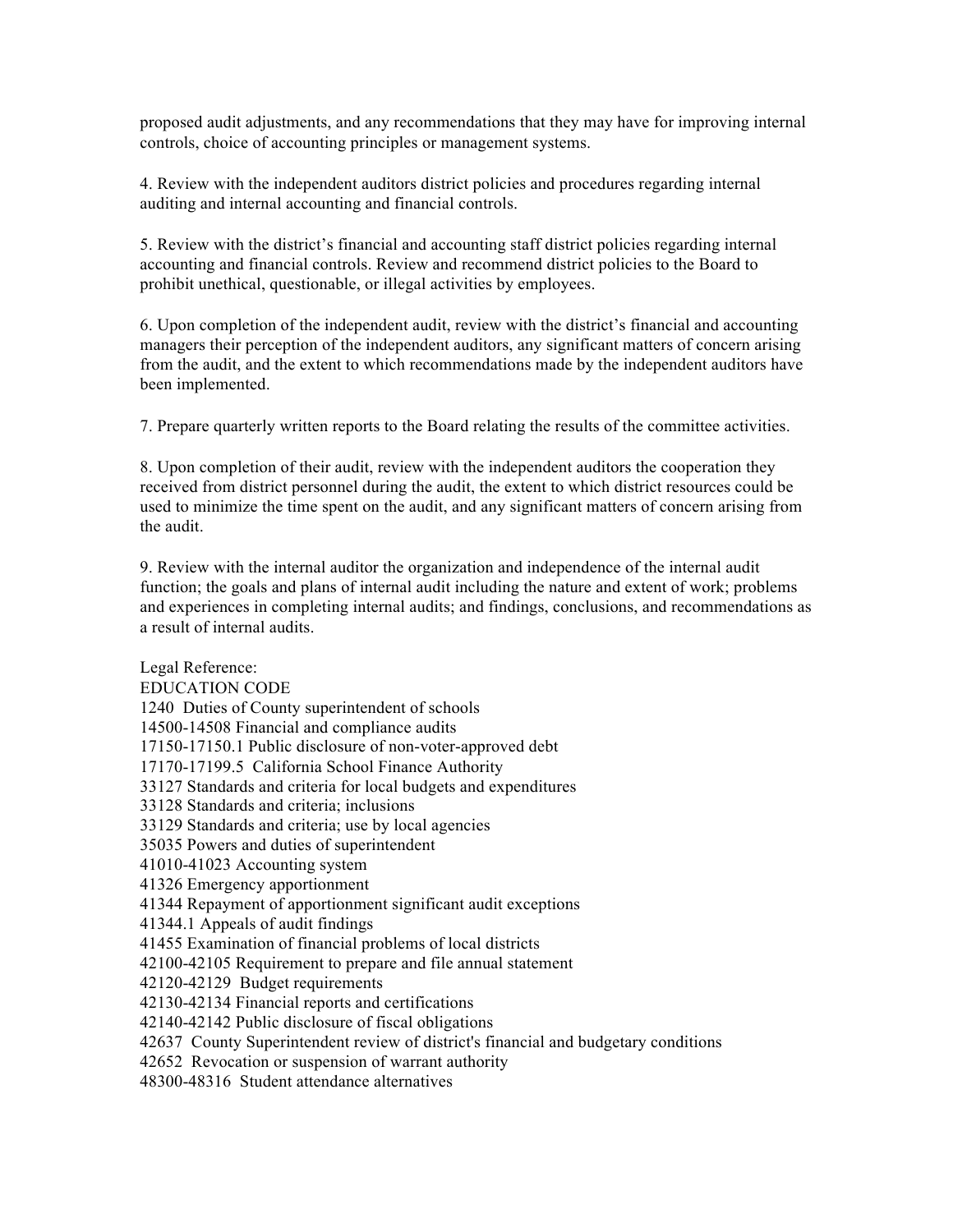proposed audit adjustments, and any recommendations that they may have for improving internal controls, choice of accounting principles or management systems.

4. Review with the independent auditors district policies and procedures regarding internal auditing and internal accounting and financial controls.

5. Review with the district's financial and accounting staff district policies regarding internal accounting and financial controls. Review and recommend district policies to the Board to prohibit unethical, questionable, or illegal activities by employees.

6. Upon completion of the independent audit, review with the district's financial and accounting managers their perception of the independent auditors, any significant matters of concern arising from the audit, and the extent to which recommendations made by the independent auditors have been implemented.

7. Prepare quarterly written reports to the Board relating the results of the committee activities.

8. Upon completion of their audit, review with the independent auditors the cooperation they received from district personnel during the audit, the extent to which district resources could be used to minimize the time spent on the audit, and any significant matters of concern arising from the audit.

9. Review with the internal auditor the organization and independence of the internal audit function; the goals and plans of internal audit including the nature and extent of work; problems and experiences in completing internal audits; and findings, conclusions, and recommendations as a result of internal audits.

Legal Reference:
EDUCATION CODE
1240 Duties of County superintendent of schools
14500-14508 Financial and compliance audits
17150-17150.1 Public disclosure of non-voter-approved debt
17170-17199.5 California School Finance Authority
33127 Standards and criteria for local budgets and expenditures
33128 Standards and criteria; inclusions
33129 Standards and criteria; use by local agencies
35035 Powers and duties of superintendent
41010-41023 Accounting system
41326 Emergency apportionment
41344 Repayment of apportionment significant audit exceptions
41344.1 Appeals of audit findings
41455 Examination of financial problems of local districts
42100-42105 Requirement to prepare and file annual statement
42120-42129 Budget requirements
42130-42134 Financial reports and certifications
42140-42142 Public disclosure of fiscal obligations
42637 County Superintendent review of district's financial and budgetary conditions
42652 Revocation or suspension of warrant authority
48300-48316 Student attendance alternatives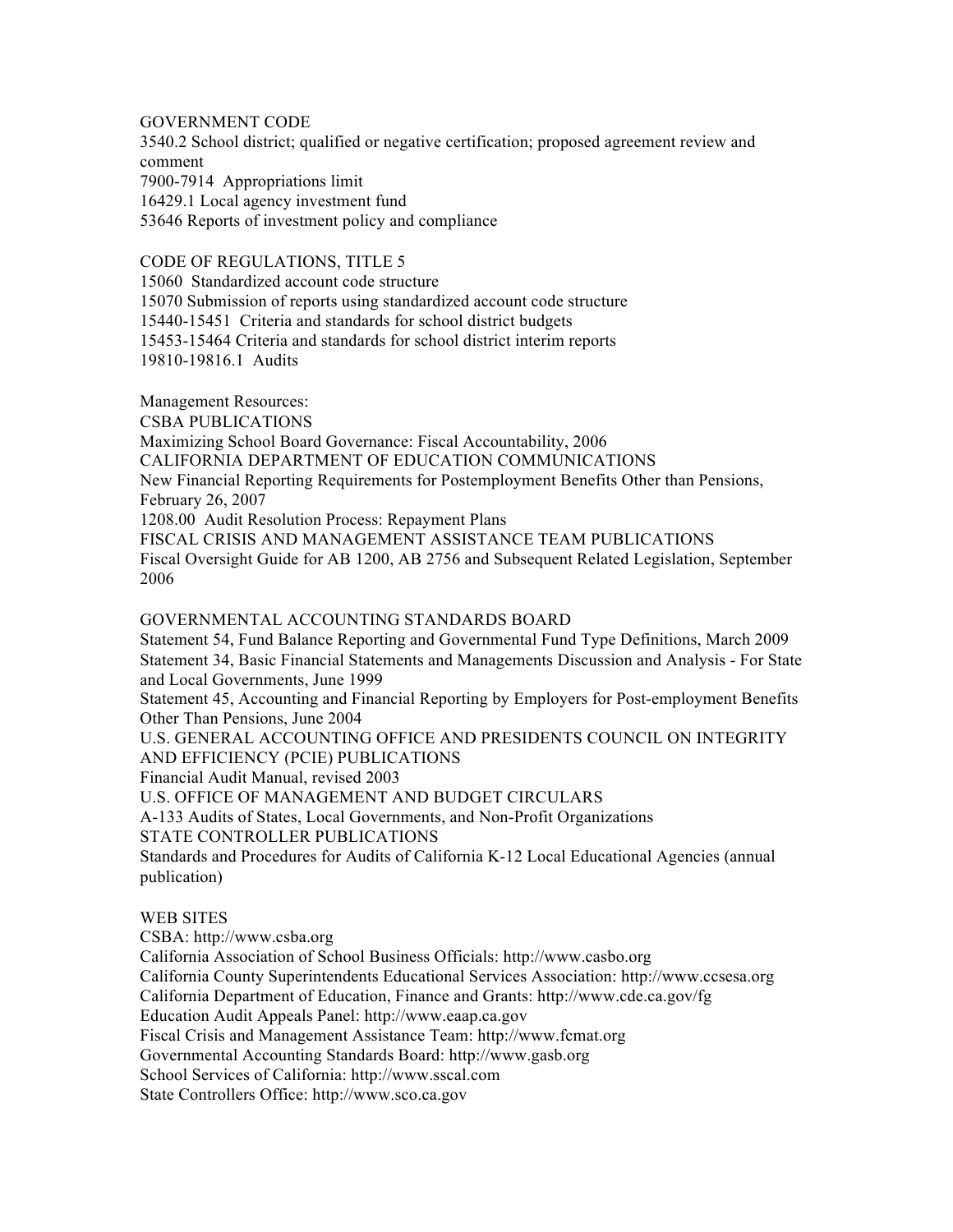GOVERNMENT CODE

3540.2 School district; qualified or negative certification; proposed agreement review and comment

7900-7914 Appropriations limit

16429.1 Local agency investment fund

53646 Reports of investment policy and compliance

CODE OF REGULATIONS, TITLE 5

15060 Standardized account code structure

15070 Submission of reports using standardized account code structure

15440-15451 Criteria and standards for school district budgets

15453-15464 Criteria and standards for school district interim reports

19810-19816.1 Audits

Management Resources:

CSBA PUBLICATIONS

Maximizing School Board Governance: Fiscal Accountability, 2006

CALIFORNIA DEPARTMENT OF EDUCATION COMMUNICATIONS

New Financial Reporting Requirements for Postemployment Benefits Other than Pensions, February 26, 2007

1208.00 Audit Resolution Process: Repayment Plans

FISCAL CRISIS AND MANAGEMENT ASSISTANCE TEAM PUBLICATIONS

Fiscal Oversight Guide for AB 1200, AB 2756 and Subsequent Related Legislation, September 2006

GOVERNMENTAL ACCOUNTING STANDARDS BOARD

Statement 54, Fund Balance Reporting and Governmental Fund Type Definitions, March 2009

Statement 34, Basic Financial Statements and Managements Discussion and Analysis - For State and Local Governments, June 1999

Statement 45, Accounting and Financial Reporting by Employers for Post-employment Benefits Other Than Pensions, June 2004

U.S. GENERAL ACCOUNTING OFFICE AND PRESIDENTS COUNCIL ON INTEGRITY AND EFFICIENCY (PCIE) PUBLICATIONS

Financial Audit Manual, revised 2003

U.S. OFFICE OF MANAGEMENT AND BUDGET CIRCULARS

A-133 Audits of States, Local Governments, and Non-Profit Organizations

STATE CONTROLLER PUBLICATIONS

Standards and Procedures for Audits of California K-12 Local Educational Agencies (annual publication)

WEB SITES

CSBA: http://www.csba.org

California Association of School Business Officials: http://www.casbo.org

California County Superintendents Educational Services Association: http://www.ccsesa.org

California Department of Education, Finance and Grants: http://www.cde.ca.gov/fg

Education Audit Appeals Panel: http://www.eaap.ca.gov

Fiscal Crisis and Management Assistance Team: http://www.fcmat.org

Governmental Accounting Standards Board: http://www.gasb.org

School Services of California: http://www.sscal.com

State Controllers Office: http://www.sco.ca.gov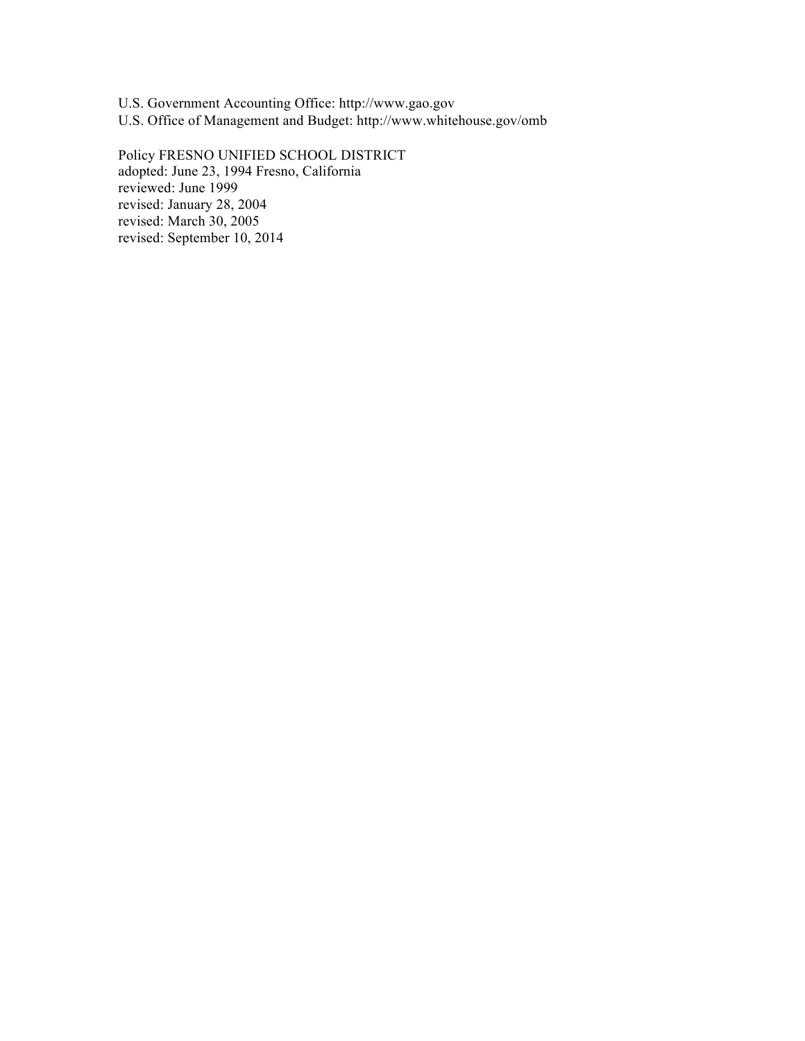U.S. Government Accounting Office: http://www.gao.gov
U.S. Office of Management and Budget: http://www.whitehouse.gov/omb

Policy FRESNO UNIFIED SCHOOL DISTRICT
adopted: June 23, 1994 Fresno, California
reviewed: June 1999
revised: January 28, 2004
revised: March 30, 2005
revised: September 10, 2014